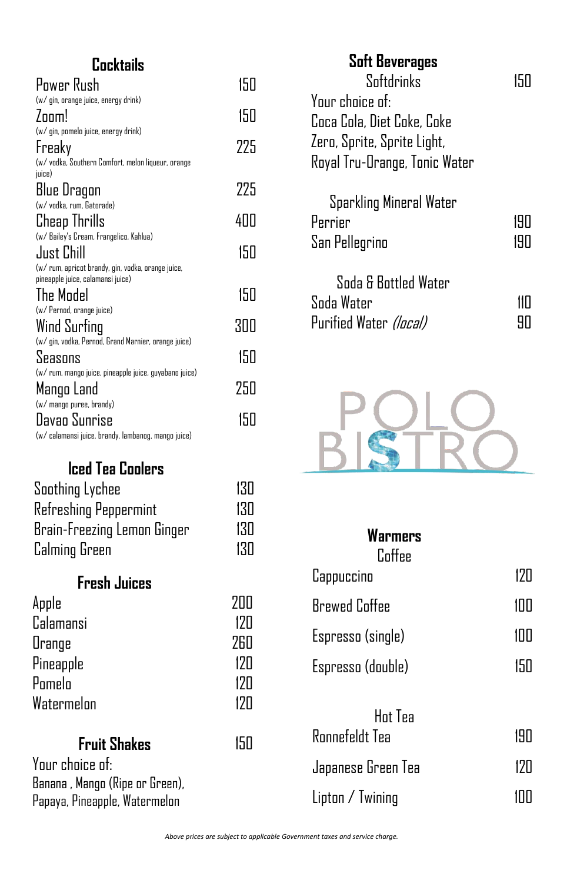## Cocktails

| Item | Price |
| --- | --- |
| Power Rush (w/ gin, orange juice, energy drink) | 150 |
| Zoom! (w/ gin, pomelo juice, energy drink) | 150 |
| Freaky (w/ vodka, Southern Comfort, melon liqueur, orange juice) | 225 |
| Blue Dragon (w/ vodka, rum, Gatorade) | 225 |
| Cheap Thrills (w/ Bailey's Cream, Frangelico, Kahlua) | 400 |
| Just Chill (w/ rum, apricot brandy, gin, vodka, orange juice, pineapple juice, calamansi juice) | 150 |
| The Model (w/ Pernod, orange juice) | 150 |
| Wind Surfing (w/ gin, vodka, Pernod, Grand Marnier, orange juice) | 300 |
| Seasons (w/ rum, mango juice, pineapple juice, guyabano juice) | 150 |
| Mango Land (w/ mango puree, brandy) | 250 |
| Davao Sunrise (w/ calamansi juice, brandy, lambanog, mango juice) | 150 |

## Iced Tea Coolers

| Item | Price |
| --- | --- |
| Soothing Lychee | 130 |
| Refreshing Peppermint | 130 |
| Brain-Freezing Lemon Ginger | 130 |
| Calming Green | 130 |

## Fresh Juices

| Item | Price |
| --- | --- |
| Apple | 200 |
| Calamansi | 120 |
| Orange | 260 |
| Pineapple | 120 |
| Pomelo | 120 |
| Watermelon | 120 |

## Fruit Shakes — 150

Your choice of:
Banana , Mango (Ripe or Green), Papaya, Pineapple, Watermelon

## Soft Beverages

**Softdrinks** — 150

Your choice of:
Coca Cola, Diet Coke, Coke Zero, Sprite, Sprite Light, Royal Tru-Orange, Tonic Water

### Sparkling Mineral Water

| Item | Price |
| --- | --- |
| Perrier | 190 |
| San Pellegrino | 190 |

### Soda & Bottled Water

| Item | Price |
| --- | --- |
| Soda Water | 110 |
| Purified Water *(local)* | 90 |

POLO BISTRO

## Warmers

### Coffee

| Item | Price |
| --- | --- |
| Cappuccino | 120 |
| Brewed Coffee | 100 |
| Espresso (single) | 100 |
| Espresso (double) | 150 |

### Hot Tea

| Item | Price |
| --- | --- |
| Ronnefeldt Tea | 190 |
| Japanese Green Tea | 120 |
| Lipton / Twining | 100 |

*Above prices are subject to applicable Government taxes and service charge.*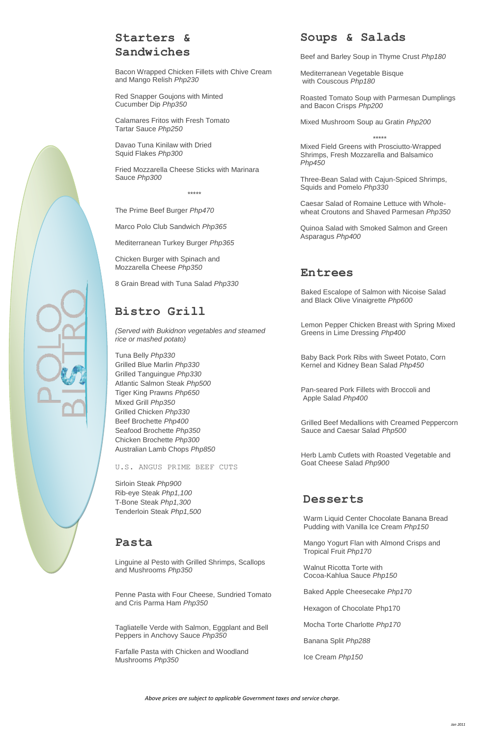POLO BISTRO

## Starters & Sandwiches

Bacon Wrapped Chicken Fillets with Chive Cream and Mango Relish *Php230*

Red Snapper Goujons with Minted Cucumber Dip *Php350*

Calamares Fritos with Fresh Tomato Tartar Sauce *Php250*

Davao Tuna Kinilaw with Dried Squid Flakes *Php300*

Fried Mozzarella Cheese Sticks with Marinara Sauce *Php300*

*****

The Prime Beef Burger *Php470*

Marco Polo Club Sandwich *Php365*

Mediterranean Turkey Burger *Php365*

Chicken Burger with Spinach and Mozzarella Cheese *Php350*

8 Grain Bread with Tuna Salad *Php330*

## Bistro Grill

*(Served with Bukidnon vegetables and steamed rice or mashed potato)*

Tuna Belly *Php330*
Grilled Blue Marlin *Php330*
Grilled Tanguingue *Php330*
Atlantic Salmon Steak *Php500*
Tiger King Prawns *Php650*
Mixed Grill *Php350*
Grilled Chicken *Php330*
Beef Brochette *Php400*
Seafood Brochette *Php350*
Chicken Brochette *Php300*
Australian Lamb Chops *Php850*

U.S. ANGUS PRIME BEEF CUTS

Sirloin Steak *Php900*
Rib-eye Steak *Php1,100*
T-Bone Steak *Php1,300*
Tenderloin Steak *Php1,500*

## Pasta

Linguine al Pesto with Grilled Shrimps, Scallops and Mushrooms *Php350*

Penne Pasta with Four Cheese, Sundried Tomato and Cris Parma Ham *Php350*

Tagliatelle Verde with Salmon, Eggplant and Bell Peppers in Anchovy Sauce *Php350*

Farfalle Pasta with Chicken and Woodland Mushrooms *Php350*

## Soups & Salads

Beef and Barley Soup in Thyme Crust *Php180*

Mediterranean Vegetable Bisque with Couscous *Php180*

Roasted Tomato Soup with Parmesan Dumplings and Bacon Crisps *Php200*

Mixed Mushroom Soup au Gratin *Php200*

*****

Mixed Field Greens with Prosciutto-Wrapped Shrimps, Fresh Mozzarella and Balsamico *Php450*

Three-Bean Salad with Cajun-Spiced Shrimps, Squids and Pomelo *Php330*

Caesar Salad of Romaine Lettuce with Whole-wheat Croutons and Shaved Parmesan *Php350*

Quinoa Salad with Smoked Salmon and Green Asparagus *Php400*

## Entrees

Baked Escalope of Salmon with Nicoise Salad and Black Olive Vinaigrette *Php600*

Lemon Pepper Chicken Breast with Spring Mixed Greens in Lime Dressing *Php400*

Baby Back Pork Ribs with Sweet Potato, Corn Kernel and Kidney Bean Salad *Php450*

Pan-seared Pork Fillets with Broccoli and Apple Salad *Php400*

Grilled Beef Medallions with Creamed Peppercorn Sauce and Caesar Salad *Php500*

Herb Lamb Cutlets with Roasted Vegetable and Goat Cheese Salad *Php900*

## Desserts

Warm Liquid Center Chocolate Banana Bread Pudding with Vanilla Ice Cream *Php150*

Mango Yogurt Flan with Almond Crisps and Tropical Fruit *Php170*

Walnut Ricotta Torte with Cocoa-Kahlua Sauce *Php150*

Baked Apple Cheesecake *Php170*

Hexagon of Chocolate Php170

Mocha Torte Charlotte *Php170*

Banana Split *Php288*

Ice Cream *Php150*

*Above prices are subject to applicable Government taxes and service charge.*

*Jan 2011*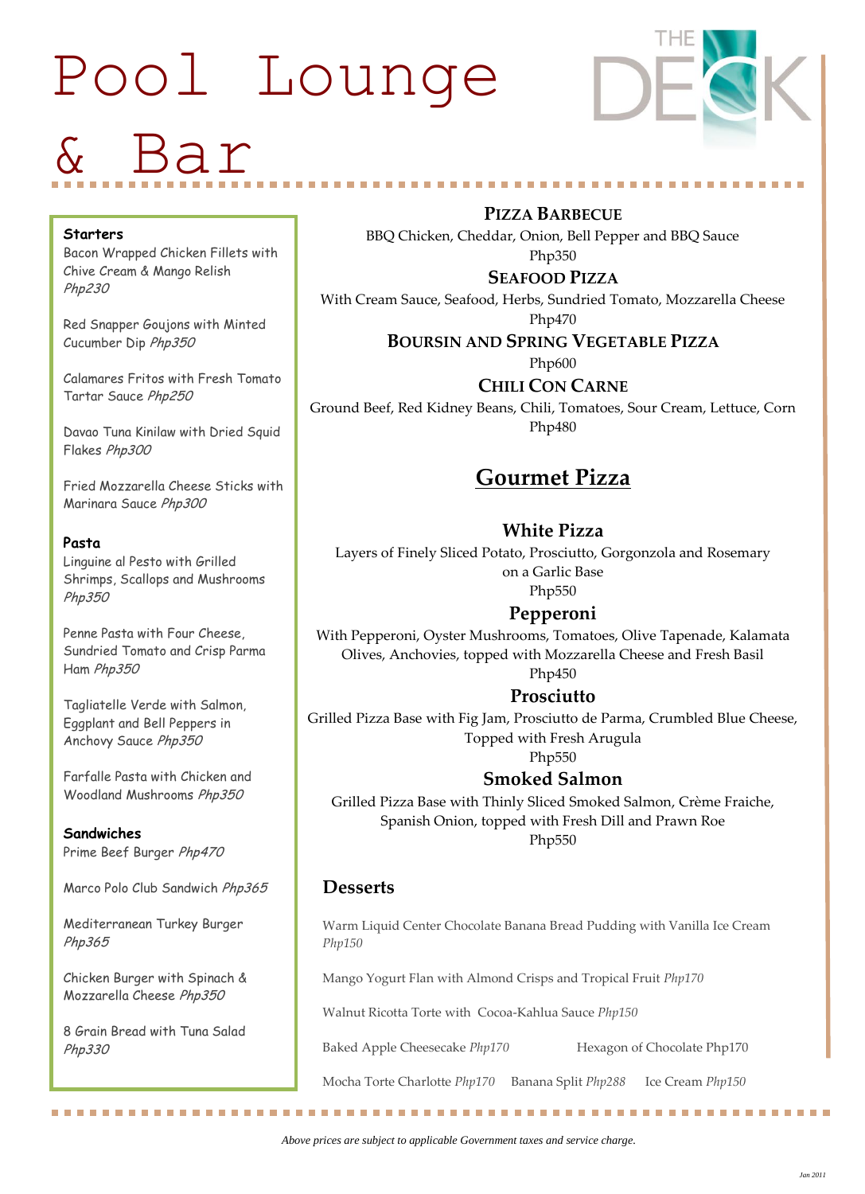# Pool Lounge & Bar

THE DECK

## Starters

Bacon Wrapped Chicken Fillets with Chive Cream & Mango Relish *Php230*

Red Snapper Goujons with Minted Cucumber Dip *Php350*

Calamares Fritos with Fresh Tomato Tartar Sauce *Php250*

Davao Tuna Kinilaw with Dried Squid Flakes *Php300*

Fried Mozzarella Cheese Sticks with Marinara Sauce *Php300*

## Pasta

Linguine al Pesto with Grilled Shrimps, Scallops and Mushrooms *Php350*

Penne Pasta with Four Cheese, Sundried Tomato and Crisp Parma Ham *Php350*

Tagliatelle Verde with Salmon, Eggplant and Bell Peppers in Anchovy Sauce *Php350*

Farfalle Pasta with Chicken and Woodland Mushrooms *Php350*

## Sandwiches

Prime Beef Burger *Php470*

Marco Polo Club Sandwich *Php365*

Mediterranean Turkey Burger *Php365*

Chicken Burger with Spinach & Mozzarella Cheese *Php350*

8 Grain Bread with Tuna Salad *Php330*

### Pizza Barbecue

BBQ Chicken, Cheddar, Onion, Bell Pepper and BBQ Sauce
Php350

### Seafood Pizza

With Cream Sauce, Seafood, Herbs, Sundried Tomato, Mozzarella Cheese
Php470

### Boursin and Spring Vegetable Pizza

Php600

### Chili Con Carne

Ground Beef, Red Kidney Beans, Chili, Tomatoes, Sour Cream, Lettuce, Corn
Php480

## Gourmet Pizza

### White Pizza

Layers of Finely Sliced Potato, Prosciutto, Gorgonzola and Rosemary on a Garlic Base
Php550

### Pepperoni

With Pepperoni, Oyster Mushrooms, Tomatoes, Olive Tapenade, Kalamata Olives, Anchovies, topped with Mozzarella Cheese and Fresh Basil
Php450

### Prosciutto

Grilled Pizza Base with Fig Jam, Prosciutto de Parma, Crumbled Blue Cheese, Topped with Fresh Arugula
Php550

### Smoked Salmon

Grilled Pizza Base with Thinly Sliced Smoked Salmon, Crème Fraiche, Spanish Onion, topped with Fresh Dill and Prawn Roe
Php550

## Desserts

Warm Liquid Center Chocolate Banana Bread Pudding with Vanilla Ice Cream *Php150*

Mango Yogurt Flan with Almond Crisps and Tropical Fruit *Php170*

Walnut Ricotta Torte with Cocoa-Kahlua Sauce *Php150*

Baked Apple Cheesecake *Php170*

Hexagon of Chocolate Php170

Mocha Torte Charlotte *Php170*

Banana Split *Php288*

Ice Cream *Php150*

*Above prices are subject to applicable Government taxes and service charge.*

*Jan 2011*